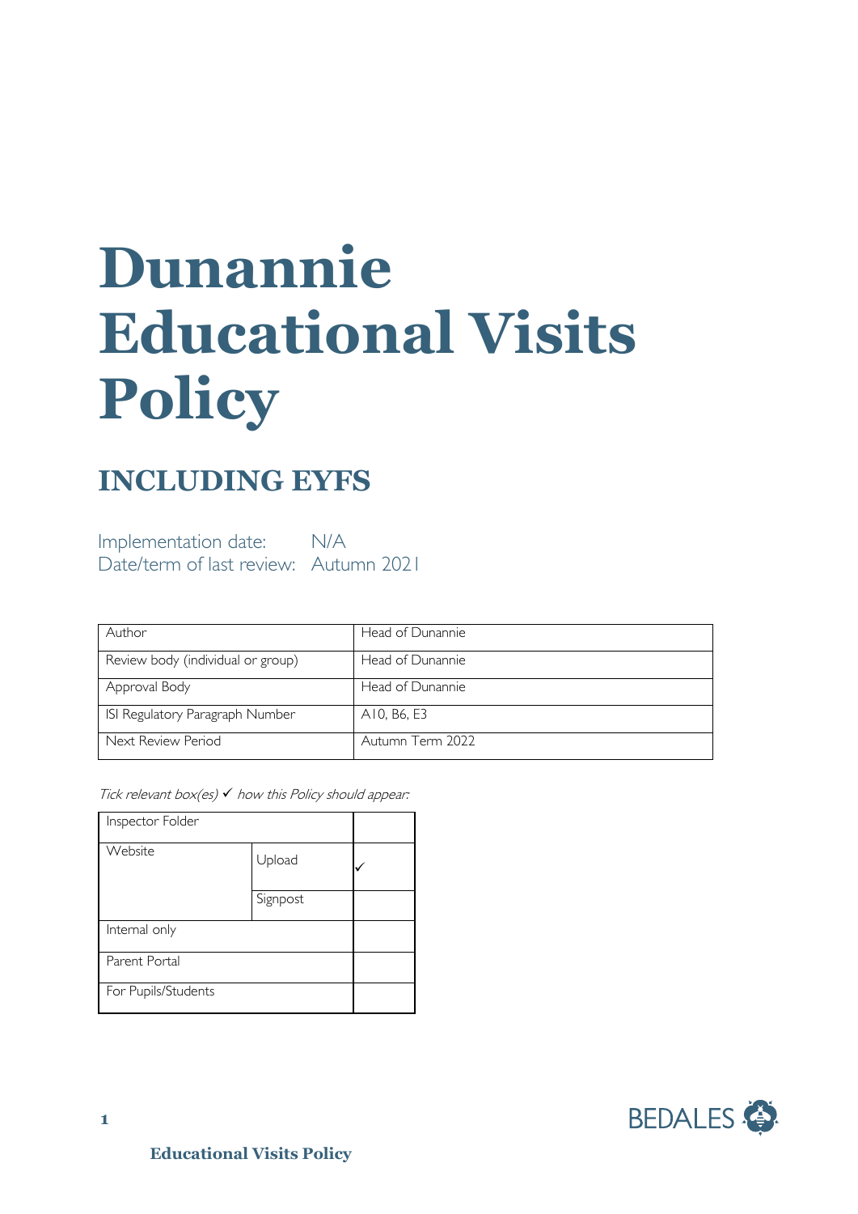# Dunannie Educational Visits Policy

## INCLUDING EYFS

Implementation date: N/A
Date/term of last review: Autumn 2021

| Author | Head of Dunannie |
|---|---|
| Review body (individual or group) | Head of Dunannie |
| Approval Body | Head of Dunannie |
| ISI Regulatory Paragraph Number | A10, B6, E3 |
| Next Review Period | Autumn Term 2022 |

*Tick relevant box(es) ✓ how this Policy should appear:*

| Inspector Folder | | |
|---|---|---|
| Website | Upload | ✓ |
| | Signpost | |
| Internal only | | |
| Parent Portal | | |
| For Pupils/Students | | |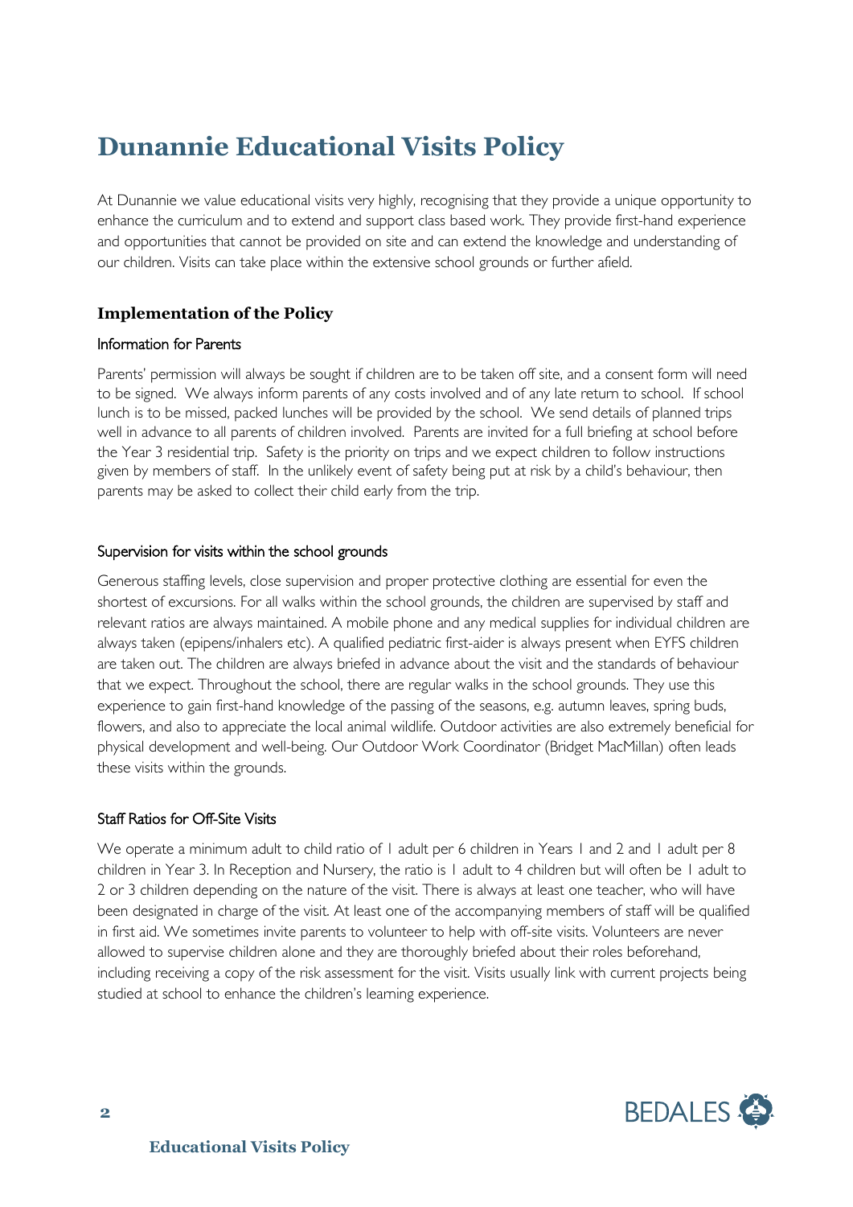# Dunannie Educational Visits Policy

At Dunannie we value educational visits very highly, recognising that they provide a unique opportunity to enhance the curriculum and to extend and support class based work. They provide first-hand experience and opportunities that cannot be provided on site and can extend the knowledge and understanding of our children. Visits can take place within the extensive school grounds or further afield.

## Implementation of the Policy

### Information for Parents

Parents' permission will always be sought if children are to be taken off site, and a consent form will need to be signed. We always inform parents of any costs involved and of any late return to school. If school lunch is to be missed, packed lunches will be provided by the school. We send details of planned trips well in advance to all parents of children involved. Parents are invited for a full briefing at school before the Year 3 residential trip. Safety is the priority on trips and we expect children to follow instructions given by members of staff. In the unlikely event of safety being put at risk by a child's behaviour, then parents may be asked to collect their child early from the trip.

### Supervision for visits within the school grounds

Generous staffing levels, close supervision and proper protective clothing are essential for even the shortest of excursions. For all walks within the school grounds, the children are supervised by staff and relevant ratios are always maintained. A mobile phone and any medical supplies for individual children are always taken (epipens/inhalers etc). A qualified pediatric first-aider is always present when EYFS children are taken out. The children are always briefed in advance about the visit and the standards of behaviour that we expect. Throughout the school, there are regular walks in the school grounds. They use this experience to gain first-hand knowledge of the passing of the seasons, e.g. autumn leaves, spring buds, flowers, and also to appreciate the local animal wildlife. Outdoor activities are also extremely beneficial for physical development and well-being. Our Outdoor Work Coordinator (Bridget MacMillan) often leads these visits within the grounds.

### Staff Ratios for Off-Site Visits

We operate a minimum adult to child ratio of 1 adult per 6 children in Years 1 and 2 and 1 adult per 8 children in Year 3. In Reception and Nursery, the ratio is 1 adult to 4 children but will often be 1 adult to 2 or 3 children depending on the nature of the visit. There is always at least one teacher, who will have been designated in charge of the visit. At least one of the accompanying members of staff will be qualified in first aid. We sometimes invite parents to volunteer to help with off-site visits. Volunteers are never allowed to supervise children alone and they are thoroughly briefed about their roles beforehand, including receiving a copy of the risk assessment for the visit. Visits usually link with current projects being studied at school to enhance the children's learning experience.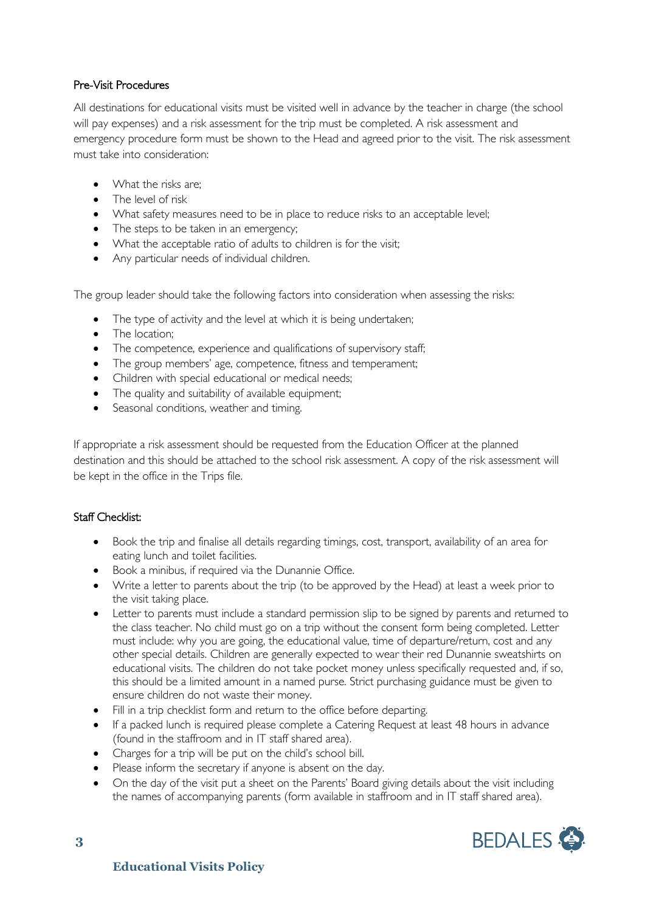### Pre-Visit Procedures

All destinations for educational visits must be visited well in advance by the teacher in charge (the school will pay expenses) and a risk assessment for the trip must be completed. A risk assessment and emergency procedure form must be shown to the Head and agreed prior to the visit. The risk assessment must take into consideration:

- What the risks are;
- The level of risk
- What safety measures need to be in place to reduce risks to an acceptable level;
- The steps to be taken in an emergency;
- What the acceptable ratio of adults to children is for the visit;
- Any particular needs of individual children.

The group leader should take the following factors into consideration when assessing the risks:

- The type of activity and the level at which it is being undertaken;
- The location;
- The competence, experience and qualifications of supervisory staff;
- The group members' age, competence, fitness and temperament;
- Children with special educational or medical needs;
- The quality and suitability of available equipment;
- Seasonal conditions, weather and timing.

If appropriate a risk assessment should be requested from the Education Officer at the planned destination and this should be attached to the school risk assessment. A copy of the risk assessment will be kept in the office in the Trips file.

### Staff Checklist:

- Book the trip and finalise all details regarding timings, cost, transport, availability of an area for eating lunch and toilet facilities.
- Book a minibus, if required via the Dunannie Office.
- Write a letter to parents about the trip (to be approved by the Head) at least a week prior to the visit taking place.
- Letter to parents must include a standard permission slip to be signed by parents and returned to the class teacher. No child must go on a trip without the consent form being completed. Letter must include: why you are going, the educational value, time of departure/return, cost and any other special details. Children are generally expected to wear their red Dunannie sweatshirts on educational visits. The children do not take pocket money unless specifically requested and, if so, this should be a limited amount in a named purse. Strict purchasing guidance must be given to ensure children do not waste their money.
- Fill in a trip checklist form and return to the office before departing.
- If a packed lunch is required please complete a Catering Request at least 48 hours in advance (found in the staffroom and in IT staff shared area).
- Charges for a trip will be put on the child's school bill.
- Please inform the secretary if anyone is absent on the day.
- On the day of the visit put a sheet on the Parents' Board giving details about the visit including the names of accompanying parents (form available in staffroom and in IT staff shared area).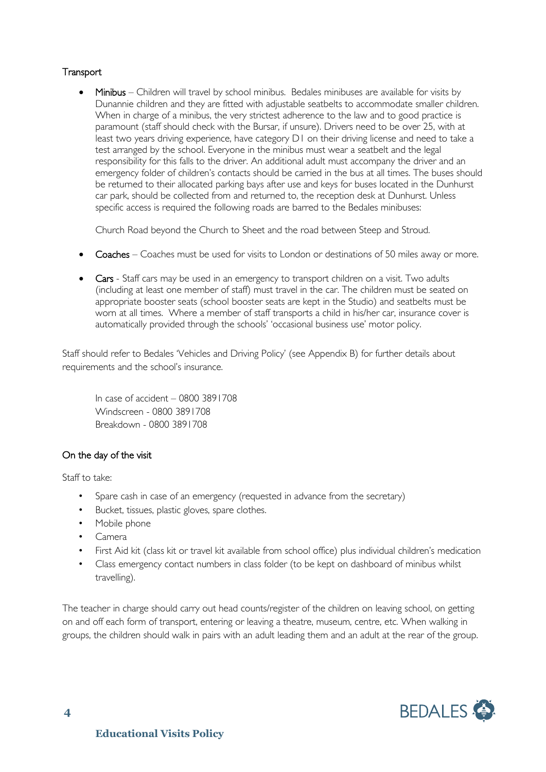## Transport

- **Minibus** – Children will travel by school minibus. Bedales minibuses are available for visits by Dunannie children and they are fitted with adjustable seatbelts to accommodate smaller children. When in charge of a minibus, the very strictest adherence to the law and to good practice is paramount (staff should check with the Bursar, if unsure). Drivers need to be over 25, with at least two years driving experience, have category D1 on their driving license and need to take a test arranged by the school. Everyone in the minibus must wear a seatbelt and the legal responsibility for this falls to the driver. An additional adult must accompany the driver and an emergency folder of children's contacts should be carried in the bus at all times. The buses should be returned to their allocated parking bays after use and keys for buses located in the Dunhurst car park, should be collected from and returned to, the reception desk at Dunhurst. Unless specific access is required the following roads are barred to the Bedales minibuses:

  Church Road beyond the Church to Sheet and the road between Steep and Stroud.

- **Coaches** – Coaches must be used for visits to London or destinations of 50 miles away or more.

- **Cars** - Staff cars may be used in an emergency to transport children on a visit. Two adults (including at least one member of staff) must travel in the car. The children must be seated on appropriate booster seats (school booster seats are kept in the Studio) and seatbelts must be worn at all times. Where a member of staff transports a child in his/her car, insurance cover is automatically provided through the schools' 'occasional business use' motor policy.

Staff should refer to Bedales 'Vehicles and Driving Policy' (see Appendix B) for further details about requirements and the school's insurance.

In case of accident – 0800 3891708
Windscreen - 0800 3891708
Breakdown - 0800 3891708

## On the day of the visit

Staff to take:

- Spare cash in case of an emergency (requested in advance from the secretary)
- Bucket, tissues, plastic gloves, spare clothes.
- Mobile phone
- Camera
- First Aid kit (class kit or travel kit available from school office) plus individual children's medication
- Class emergency contact numbers in class folder (to be kept on dashboard of minibus whilst travelling).

The teacher in charge should carry out head counts/register of the children on leaving school, on getting on and off each form of transport, entering or leaving a theatre, museum, centre, etc. When walking in groups, the children should walk in pairs with an adult leading them and an adult at the rear of the group.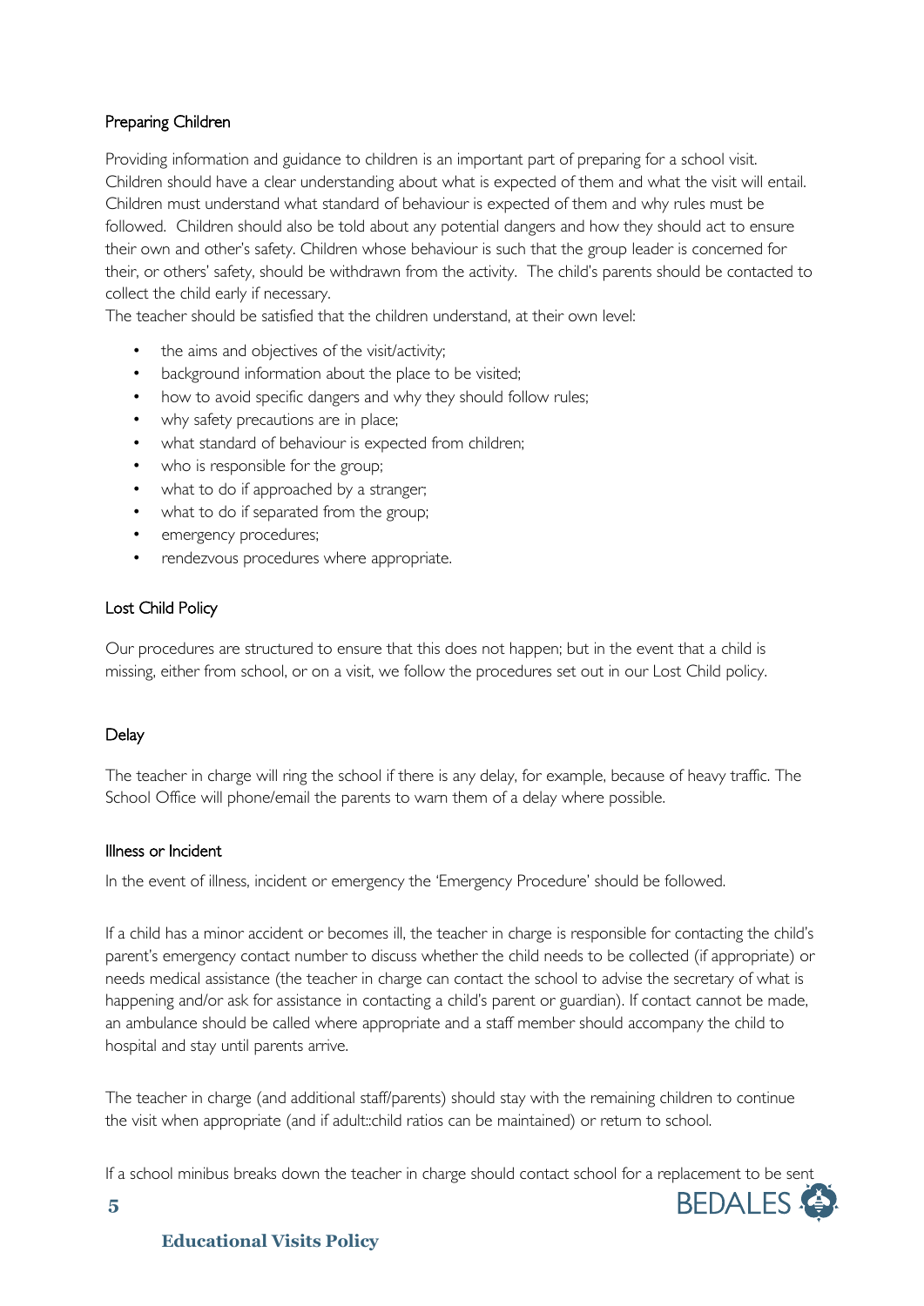## Preparing Children

Providing information and guidance to children is an important part of preparing for a school visit. Children should have a clear understanding about what is expected of them and what the visit will entail. Children must understand what standard of behaviour is expected of them and why rules must be followed. Children should also be told about any potential dangers and how they should act to ensure their own and other's safety. Children whose behaviour is such that the group leader is concerned for their, or others' safety, should be withdrawn from the activity. The child's parents should be contacted to collect the child early if necessary.

The teacher should be satisfied that the children understand, at their own level:

- the aims and objectives of the visit/activity;
- background information about the place to be visited;
- how to avoid specific dangers and why they should follow rules;
- why safety precautions are in place;
- what standard of behaviour is expected from children;
- who is responsible for the group;
- what to do if approached by a stranger;
- what to do if separated from the group;
- emergency procedures;
- rendezvous procedures where appropriate.

## Lost Child Policy

Our procedures are structured to ensure that this does not happen; but in the event that a child is missing, either from school, or on a visit, we follow the procedures set out in our Lost Child policy.

## Delay

The teacher in charge will ring the school if there is any delay, for example, because of heavy traffic. The School Office will phone/email the parents to warn them of a delay where possible.

## Illness or Incident

In the event of illness, incident or emergency the 'Emergency Procedure' should be followed.

If a child has a minor accident or becomes ill, the teacher in charge is responsible for contacting the child's parent's emergency contact number to discuss whether the child needs to be collected (if appropriate) or needs medical assistance (the teacher in charge can contact the school to advise the secretary of what is happening and/or ask for assistance in contacting a child's parent or guardian). If contact cannot be made, an ambulance should be called where appropriate and a staff member should accompany the child to hospital and stay until parents arrive.

The teacher in charge (and additional staff/parents) should stay with the remaining children to continue the visit when appropriate (and if adult::child ratios can be maintained) or return to school.

If a school minibus breaks down the teacher in charge should contact school for a replacement to be sent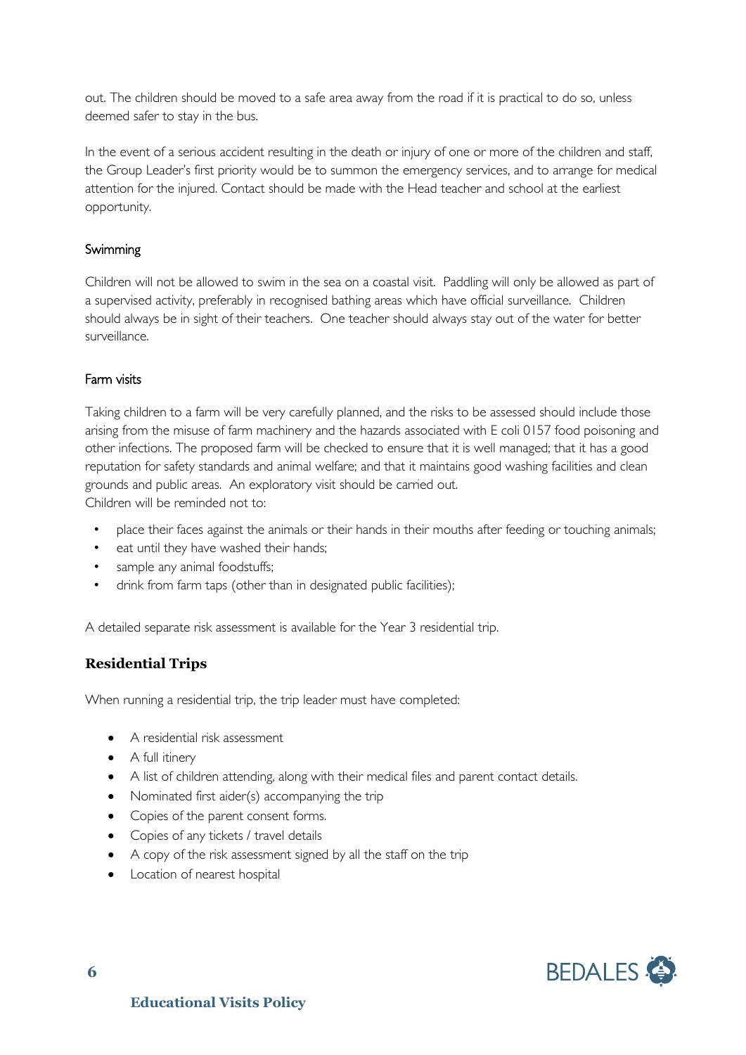out. The children should be moved to a safe area away from the road if it is practical to do so, unless deemed safer to stay in the bus.

In the event of a serious accident resulting in the death or injury of one or more of the children and staff, the Group Leader's first priority would be to summon the emergency services, and to arrange for medical attention for the injured. Contact should be made with the Head teacher and school at the earliest opportunity.

### Swimming

Children will not be allowed to swim in the sea on a coastal visit. Paddling will only be allowed as part of a supervised activity, preferably in recognised bathing areas which have official surveillance. Children should always be in sight of their teachers. One teacher should always stay out of the water for better surveillance.

### Farm visits

Taking children to a farm will be very carefully planned, and the risks to be assessed should include those arising from the misuse of farm machinery and the hazards associated with E coli 0157 food poisoning and other infections. The proposed farm will be checked to ensure that it is well managed; that it has a good reputation for safety standards and animal welfare; and that it maintains good washing facilities and clean grounds and public areas. An exploratory visit should be carried out.
Children will be reminded not to:

- place their faces against the animals or their hands in their mouths after feeding or touching animals;
- eat until they have washed their hands;
- sample any animal foodstuffs;
- drink from farm taps (other than in designated public facilities);

A detailed separate risk assessment is available for the Year 3 residential trip.

## Residential Trips

When running a residential trip, the trip leader must have completed:

- A residential risk assessment
- A full itinery
- A list of children attending, along with their medical files and parent contact details.
- Nominated first aider(s) accompanying the trip
- Copies of the parent consent forms.
- Copies of any tickets / travel details
- A copy of the risk assessment signed by all the staff on the trip
- Location of nearest hospital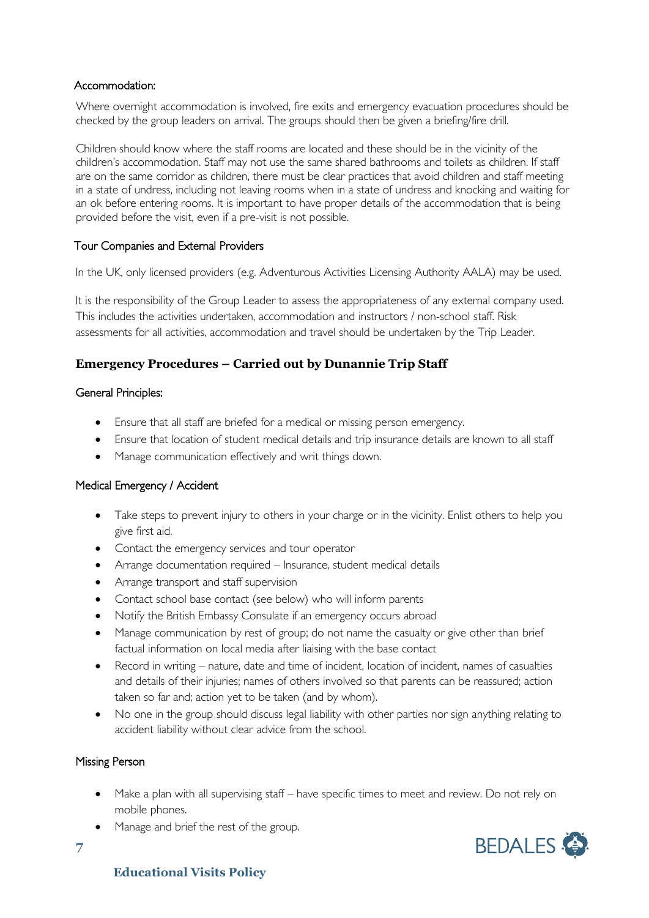### Accommodation:

Where overnight accommodation is involved, fire exits and emergency evacuation procedures should be checked by the group leaders on arrival. The groups should then be given a briefing/fire drill.

Children should know where the staff rooms are located and these should be in the vicinity of the children's accommodation. Staff may not use the same shared bathrooms and toilets as children. If staff are on the same corridor as children, there must be clear practices that avoid children and staff meeting in a state of undress, including not leaving rooms when in a state of undress and knocking and waiting for an ok before entering rooms. It is important to have proper details of the accommodation that is being provided before the visit, even if a pre-visit is not possible.

### Tour Companies and External Providers

In the UK, only licensed providers (e.g. Adventurous Activities Licensing Authority AALA) may be used.

It is the responsibility of the Group Leader to assess the appropriateness of any external company used. This includes the activities undertaken, accommodation and instructors / non-school staff. Risk assessments for all activities, accommodation and travel should be undertaken by the Trip Leader.

## Emergency Procedures – Carried out by Dunannie Trip Staff

### General Principles:

- Ensure that all staff are briefed for a medical or missing person emergency.
- Ensure that location of student medical details and trip insurance details are known to all staff
- Manage communication effectively and writ things down.

### Medical Emergency / Accident

- Take steps to prevent injury to others in your charge or in the vicinity. Enlist others to help you give first aid.
- Contact the emergency services and tour operator
- Arrange documentation required – Insurance, student medical details
- Arrange transport and staff supervision
- Contact school base contact (see below) who will inform parents
- Notify the British Embassy Consulate if an emergency occurs abroad
- Manage communication by rest of group; do not name the casualty or give other than brief factual information on local media after liaising with the base contact
- Record in writing – nature, date and time of incident, location of incident, names of casualties and details of their injuries; names of others involved so that parents can be reassured; action taken so far and; action yet to be taken (and by whom).
- No one in the group should discuss legal liability with other parties nor sign anything relating to accident liability without clear advice from the school.

### Missing Person

- Make a plan with all supervising staff – have specific times to meet and review. Do not rely on mobile phones.
- Manage and brief the rest of the group.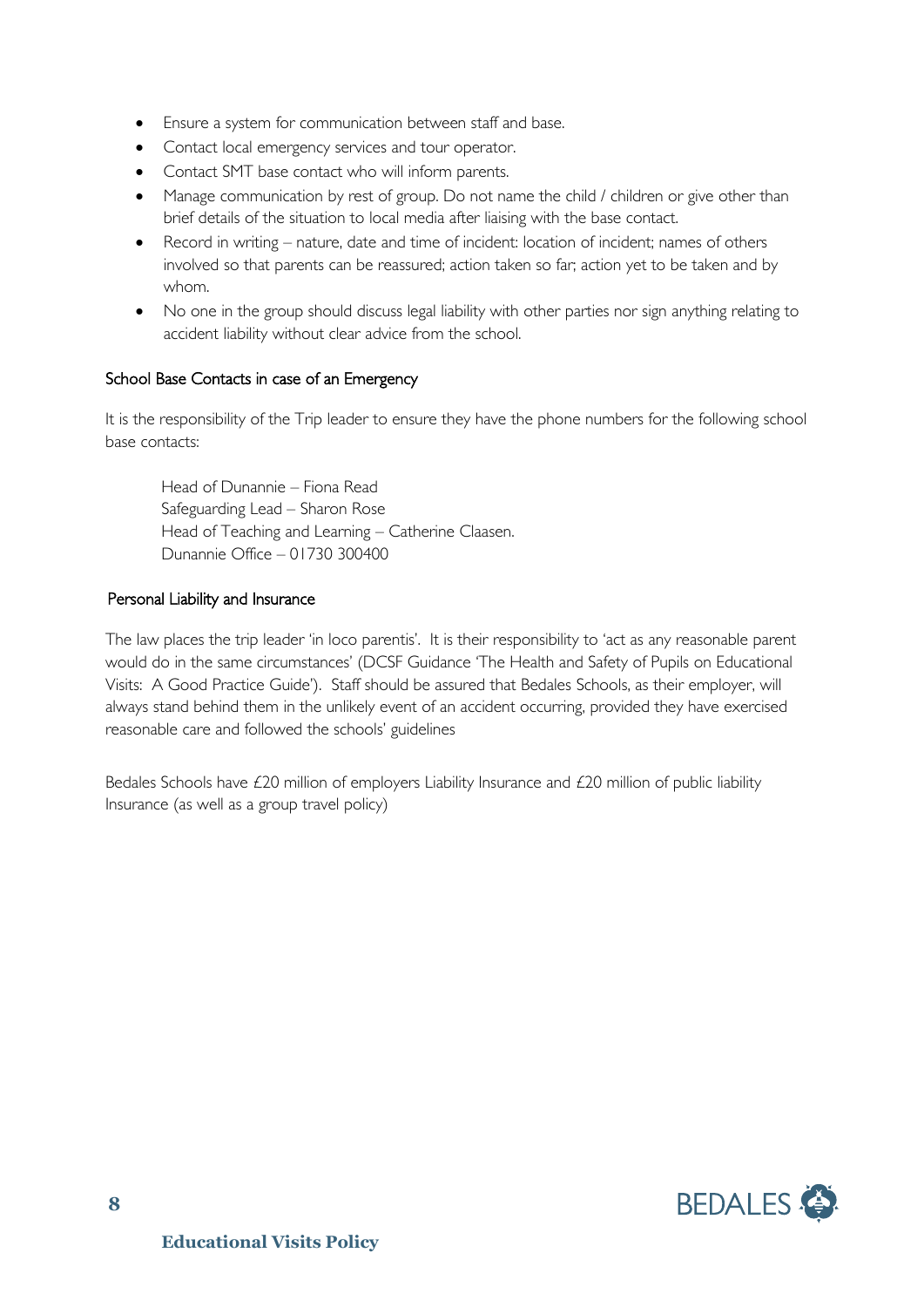- Ensure a system for communication between staff and base.
- Contact local emergency services and tour operator.
- Contact SMT base contact who will inform parents.
- Manage communication by rest of group. Do not name the child / children or give other than brief details of the situation to local media after liaising with the base contact.
- Record in writing – nature, date and time of incident: location of incident; names of others involved so that parents can be reassured; action taken so far; action yet to be taken and by whom.
- No one in the group should discuss legal liability with other parties nor sign anything relating to accident liability without clear advice from the school.

## School Base Contacts in case of an Emergency

It is the responsibility of the Trip leader to ensure they have the phone numbers for the following school base contacts:

Head of Dunannie – Fiona Read
Safeguarding Lead – Sharon Rose
Head of Teaching and Learning – Catherine Claasen.
Dunannie Office – 01730 300400

## Personal Liability and Insurance

The law places the trip leader 'in loco parentis'. It is their responsibility to 'act as any reasonable parent would do in the same circumstances' (DCSF Guidance 'The Health and Safety of Pupils on Educational Visits: A Good Practice Guide'). Staff should be assured that Bedales Schools, as their employer, will always stand behind them in the unlikely event of an accident occurring, provided they have exercised reasonable care and followed the schools' guidelines

Bedales Schools have £20 million of employers Liability Insurance and £20 million of public liability Insurance (as well as a group travel policy)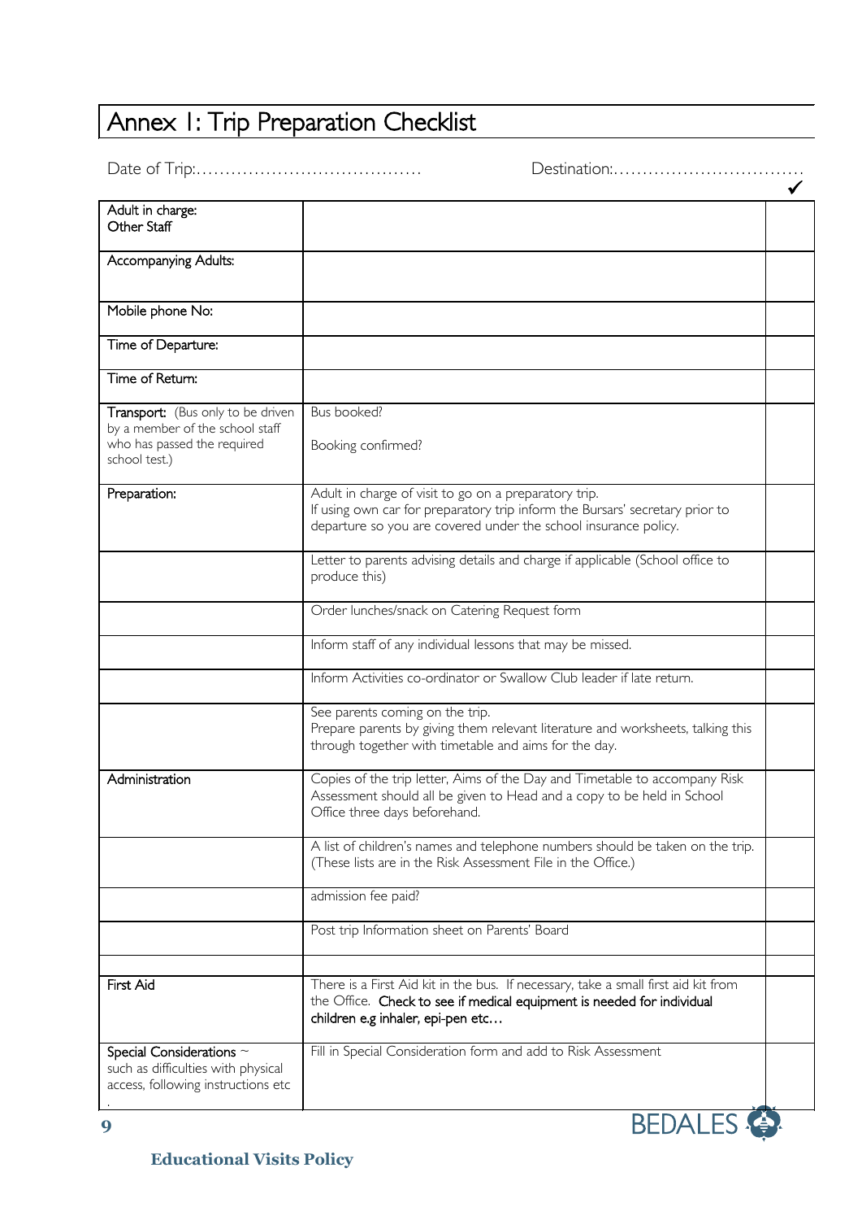# Annex 1: Trip Preparation Checklist

Date of Trip:…………………………………… Destination:……………………………

| | | ✓ |
|---|---|---|
| Adult in charge:<br>Other Staff | | |
| Accompanying Adults: | | |
| Mobile phone No: | | |
| Time of Departure: | | |
| Time of Return: | | |
| Transport: (Bus only to be driven by a member of the school staff who has passed the required school test.) | Bus booked?<br><br>Booking confirmed? | |
| Preparation: | Adult in charge of visit to go on a preparatory trip.<br>If using own car for preparatory trip inform the Bursars' secretary prior to departure so you are covered under the school insurance policy. | |
| | Letter to parents advising details and charge if applicable (School office to produce this) | |
| | Order lunches/snack on Catering Request form | |
| | Inform staff of any individual lessons that may be missed. | |
| | Inform Activities co-ordinator or Swallow Club leader if late return. | |
| | See parents coming on the trip.<br>Prepare parents by giving them relevant literature and worksheets, talking this through together with timetable and aims for the day. | |
| Administration | Copies of the trip letter, Aims of the Day and Timetable to accompany Risk Assessment should all be given to Head and a copy to be held in School Office three days beforehand. | |
| | A list of children's names and telephone numbers should be taken on the trip. (These lists are in the Risk Assessment File in the Office.) | |
| | admission fee paid? | |
| | Post trip Information sheet on Parents' Board | |
| | | |
| First Aid | There is a First Aid kit in the bus. If necessary, take a small first aid kit from the Office. **Check to see if medical equipment is needed for individual children e.g inhaler, epi-pen etc…** | |
| Special Considerations ~ such as difficulties with physical access, following instructions etc . | Fill in Special Consideration form and add to Risk Assessment | |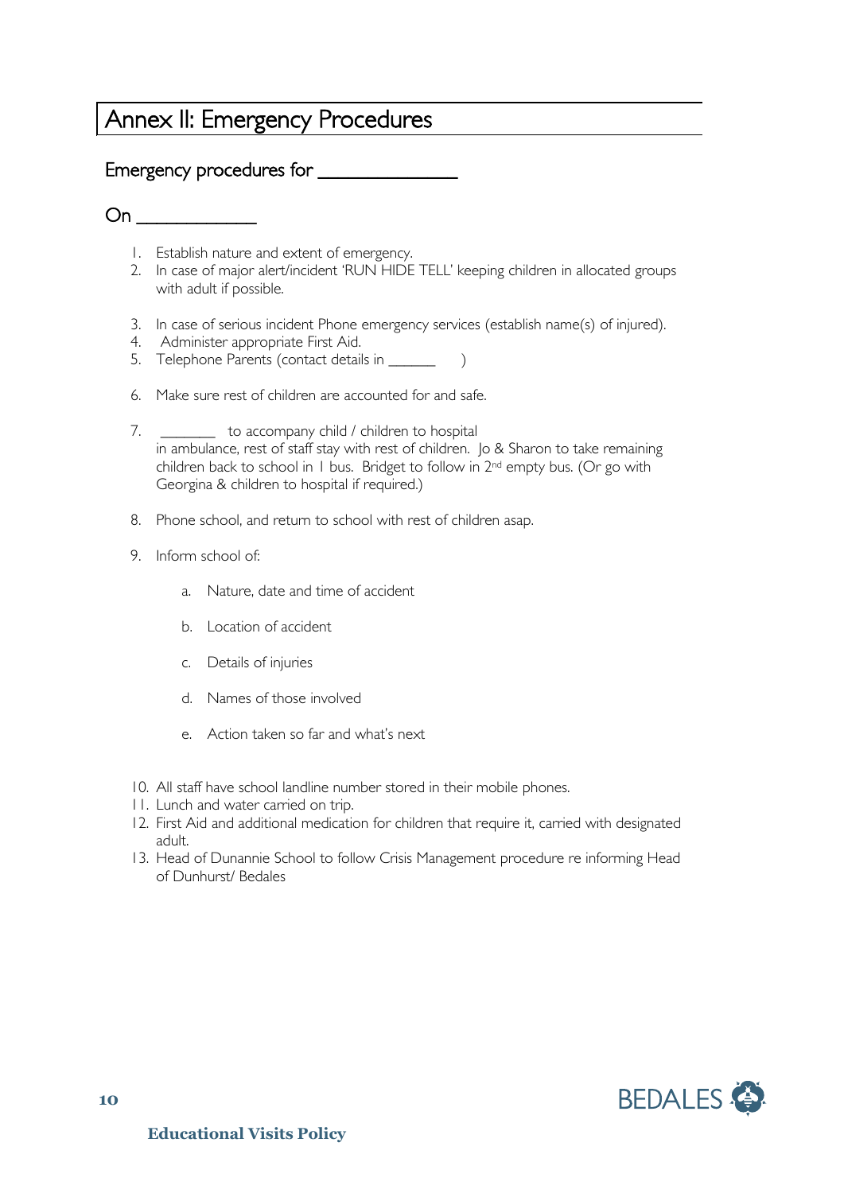# Annex II: Emergency Procedures

## Emergency procedures for ______________

## On ____________

1. Establish nature and extent of emergency.
2. In case of major alert/incident 'RUN HIDE TELL' keeping children in allocated groups with adult if possible.

3. In case of serious incident Phone emergency services (establish name(s) of injured).
4. Administer appropriate First Aid.
5. Telephone Parents (contact details in ______ )

6. Make sure rest of children are accounted for and safe.

7. _______ to accompany child / children to hospital in ambulance, rest of staff stay with rest of children. Jo & Sharon to take remaining children back to school in 1 bus. Bridget to follow in 2nd empty bus. (Or go with Georgina & children to hospital if required.)

8. Phone school, and return to school with rest of children asap.

9. Inform school of:

    a. Nature, date and time of accident

    b. Location of accident

    c. Details of injuries

    d. Names of those involved

    e. Action taken so far and what's next

10. All staff have school landline number stored in their mobile phones.
11. Lunch and water carried on trip.
12. First Aid and additional medication for children that require it, carried with designated adult.
13. Head of Dunannie School to follow Crisis Management procedure re informing Head of Dunhurst/ Bedales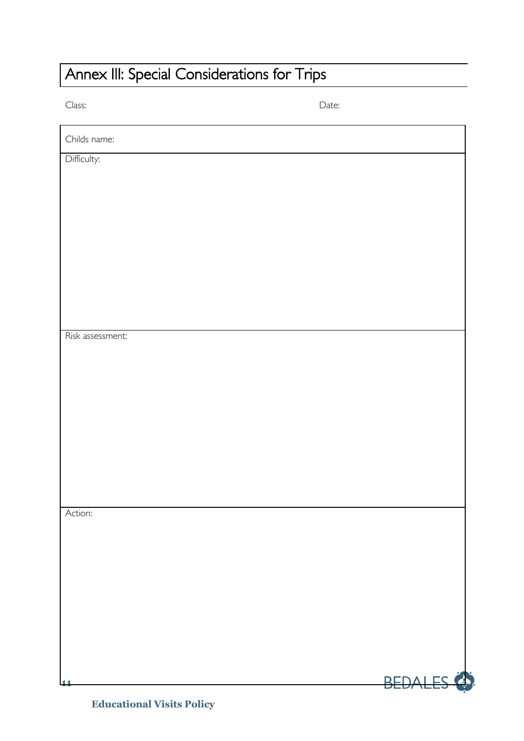# Annex III: Special Considerations for Trips

Class: Date:

| Childs name: |
| --- |
| Difficulty: |
| Risk assessment: |
| Action: |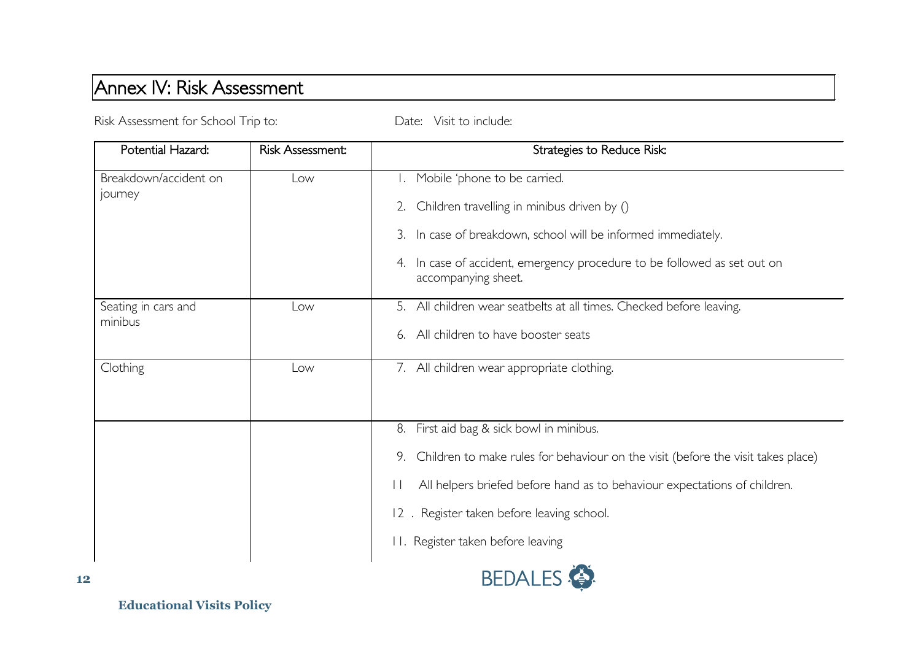## Annex IV: Risk Assessment

Risk Assessment for School Trip to: Date: Visit to include:

| Potential Hazard: | Risk Assessment: | Strategies to Reduce Risk: |
|---|---|---|
| Breakdown/accident on journey | Low | 1. Mobile 'phone to be carried.<br>2. Children travelling in minibus driven by ()<br>3. In case of breakdown, school will be informed immediately.<br>4. In case of accident, emergency procedure to be followed as set out on accompanying sheet. |
| Seating in cars and minibus | Low | 5. All children wear seatbelts at all times. Checked before leaving.<br>6. All children to have booster seats |
| Clothing | Low | 7. All children wear appropriate clothing. |
| | | 8. First aid bag & sick bowl in minibus.<br>9. Children to make rules for behaviour on the visit (before the visit takes place)<br>11 All helpers briefed before hand as to behaviour expectations of children.<br>12 . Register taken before leaving school.<br>11. Register taken before leaving |